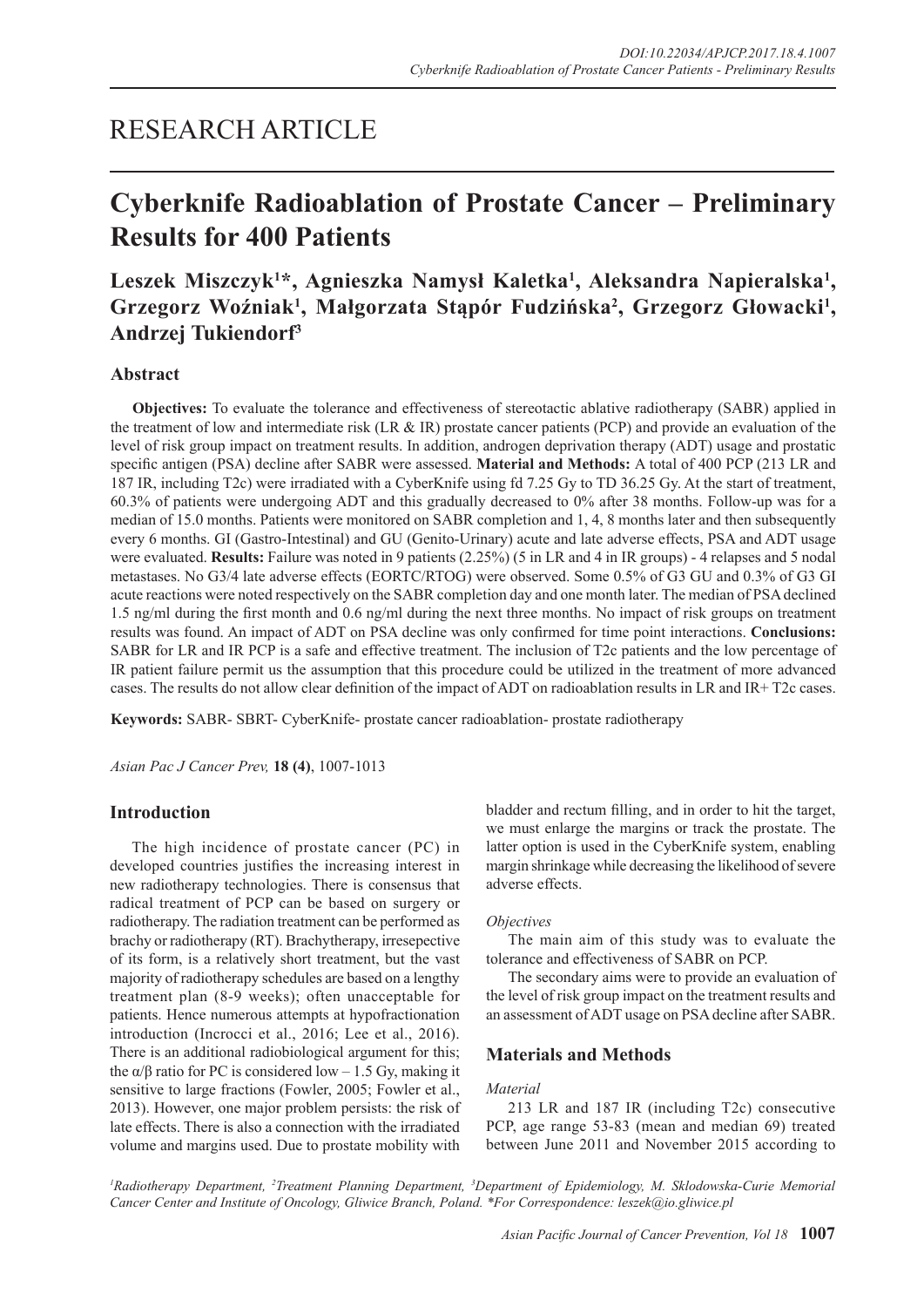# RESEARCH ARTICLE

# Cyberknife Radioablation of Prostate Cancer – Preliminary Results for 400 Patients

**Leszek Miszczyk[1]*, Agnieszka Namysł Kaletka[1], Aleksandra Napieralska[1], Grzegorz Woźniak[1], Małgorzata Stąpór Fudzińska[2], Grzegorz Głowacki[1], Andrzej Tukiendorf[3]**

## Abstract

**Objectives:** To evaluate the tolerance and effectiveness of stereotactic ablative radiotherapy (SABR) applied in the treatment of low and intermediate risk (LR & IR) prostate cancer patients (PCP) and provide an evaluation of the level of risk group impact on treatment results. In addition, androgen deprivation therapy (ADT) usage and prostatic specific antigen (PSA) decline after SABR were assessed. **Material and Methods:** A total of 400 PCP (213 LR and 187 IR, including T2c) were irradiated with a CyberKnife using fd 7.25 Gy to TD 36.25 Gy. At the start of treatment, 60.3% of patients were undergoing ADT and this gradually decreased to 0% after 38 months. Follow-up was for a median of 15.0 months. Patients were monitored on SABR completion and 1, 4, 8 months later and then subsequently every 6 months. GI (Gastro-Intestinal) and GU (Genito-Urinary) acute and late adverse effects, PSA and ADT usage were evaluated. **Results:** Failure was noted in 9 patients (2.25%) (5 in LR and 4 in IR groups) - 4 relapses and 5 nodal metastases. No G3/4 late adverse effects (EORTC/RTOG) were observed. Some 0.5% of G3 GU and 0.3% of G3 GI acute reactions were noted respectively on the SABR completion day and one month later. The median of PSA declined 1.5 ng/ml during the first month and 0.6 ng/ml during the next three months. No impact of risk groups on treatment results was found. An impact of ADT on PSA decline was only confirmed for time point interactions. **Conclusions:** SABR for LR and IR PCP is a safe and effective treatment. The inclusion of T2c patients and the low percentage of IR patient failure permit us the assumption that this procedure could be utilized in the treatment of more advanced cases. The results do not allow clear definition of the impact of ADT on radioablation results in LR and IR+ T2c cases.

**Keywords:** SABR- SBRT- CyberKnife- prostate cancer radioablation- prostate radiotherapy

*Asian Pac J Cancer Prev,* **18 (4)**, 1007-1013

## Introduction

The high incidence of prostate cancer (PC) in developed countries justifies the increasing interest in new radiotherapy technologies. There is consensus that radical treatment of PCP can be based on surgery or radiotherapy. The radiation treatment can be performed as brachy or radiotherapy (RT). Brachytherapy, irresepective of its form, is a relatively short treatment, but the vast majority of radiotherapy schedules are based on a lengthy treatment plan (8-9 weeks); often unacceptable for patients. Hence numerous attempts at hypofractionation introduction (Incrocci et al., 2016; Lee et al., 2016). There is an additional radiobiological argument for this; the $\alpha/\beta$ ratio for PC is considered low – 1.5 Gy, making it sensitive to large fractions (Fowler, 2005; Fowler et al., 2013). However, one major problem persists: the risk of late effects. There is also a connection with the irradiated volume and margins used. Due to prostate mobility with bladder and rectum filling, and in order to hit the target, we must enlarge the margins or track the prostate. The latter option is used in the CyberKnife system, enabling margin shrinkage while decreasing the likelihood of severe adverse effects.

### Objectives

The main aim of this study was to evaluate the tolerance and effectiveness of SABR on PCP.

The secondary aims were to provide an evaluation of the level of risk group impact on the treatment results and an assessment of ADT usage on PSA decline after SABR.

## Materials and Methods

### Material

213 LR and 187 IR (including T2c) consecutive PCP, age range 53-83 (mean and median 69) treated between June 2011 and November 2015 according to

[1]Radiotherapy Department, [2]Treatment Planning Department, [3]Department of Epidemiology, M. Sklodowska-Curie Memorial Cancer Center and Institute of Oncology, Gliwice Branch, Poland. *For Correspondence: leszek@io.gliwice.pl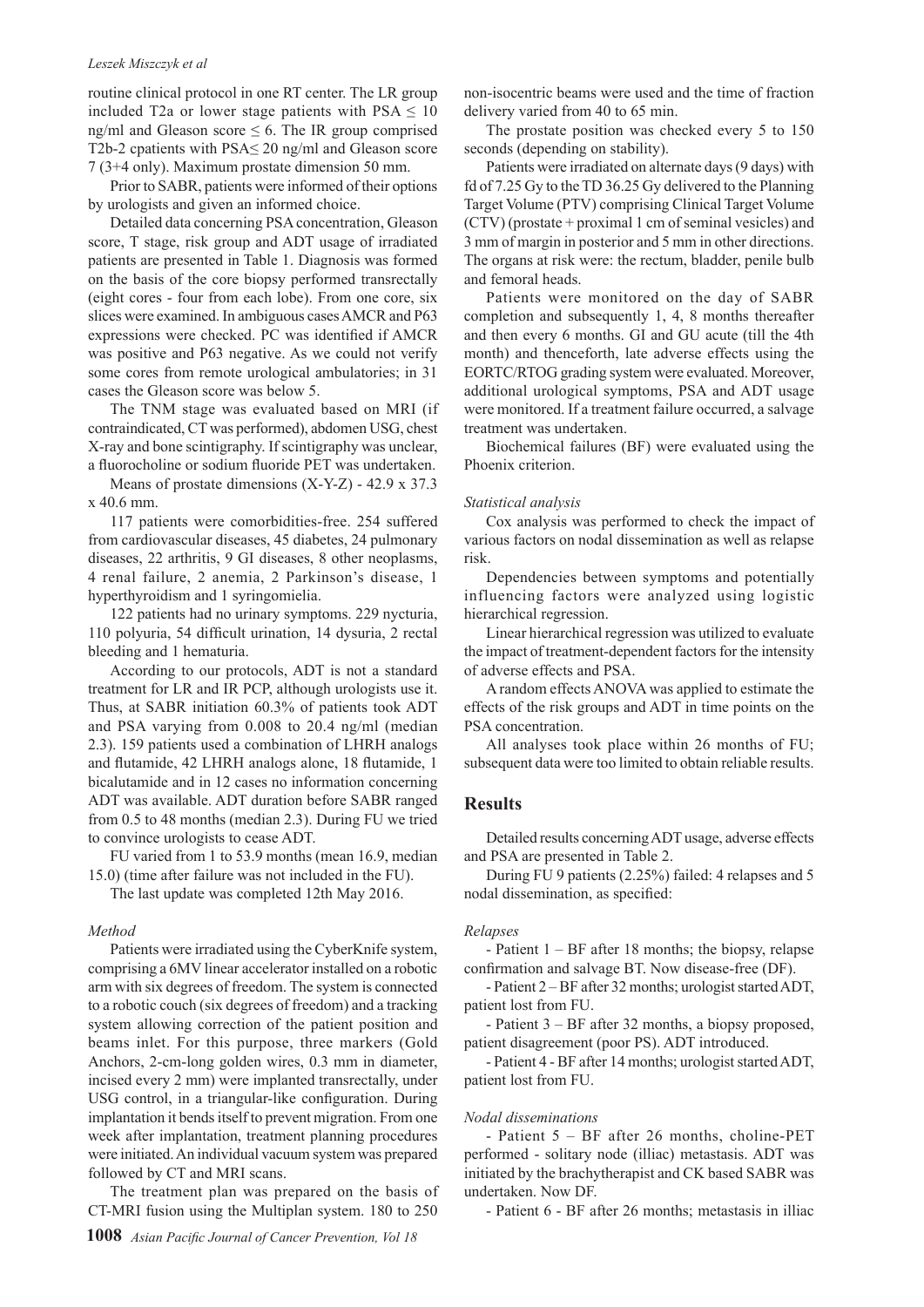routine clinical protocol in one RT center. The LR group included T2a or lower stage patients with PSA ≤ 10 ng/ml and Gleason score ≤ 6. The IR group comprised T2b-2 cpatients with PSA≤ 20 ng/ml and Gleason score 7 (3+4 only). Maximum prostate dimension 50 mm.

Prior to SABR, patients were informed of their options by urologists and given an informed choice.

Detailed data concerning PSA concentration, Gleason score, T stage, risk group and ADT usage of irradiated patients are presented in Table 1. Diagnosis was formed on the basis of the core biopsy performed transrectally (eight cores - four from each lobe). From one core, six slices were examined. In ambiguous cases AMCR and P63 expressions were checked. PC was identified if AMCR was positive and P63 negative. As we could not verify some cores from remote urological ambulatories; in 31 cases the Gleason score was below 5.

The TNM stage was evaluated based on MRI (if contraindicated, CT was performed), abdomen USG, chest X-ray and bone scintigraphy. If scintigraphy was unclear, a fluorocholine or sodium fluoride PET was undertaken.

Means of prostate dimensions (X-Y-Z) - 42.9 x 37.3 x 40.6 mm.

117 patients were comorbidities-free. 254 suffered from cardiovascular diseases, 45 diabetes, 24 pulmonary diseases, 22 arthritis, 9 GI diseases, 8 other neoplasms, 4 renal failure, 2 anemia, 2 Parkinson's disease, 1 hyperthyroidism and 1 syringomielia.

122 patients had no urinary symptoms. 229 nycturia, 110 polyuria, 54 difficult urination, 14 dysuria, 2 rectal bleeding and 1 hematuria.

According to our protocols, ADT is not a standard treatment for LR and IR PCP, although urologists use it. Thus, at SABR initiation 60.3% of patients took ADT and PSA varying from 0.008 to 20.4 ng/ml (median 2.3). 159 patients used a combination of LHRH analogs and flutamide, 42 LHRH analogs alone, 18 flutamide, 1 bicalutamide and in 12 cases no information concerning ADT was available. ADT duration before SABR ranged from 0.5 to 48 months (median 2.3). During FU we tried to convince urologists to cease ADT.

FU varied from 1 to 53.9 months (mean 16.9, median 15.0) (time after failure was not included in the FU).

The last update was completed 12th May 2016.

*Method*

Patients were irradiated using the CyberKnife system, comprising a 6MV linear accelerator installed on a robotic arm with six degrees of freedom. The system is connected to a robotic couch (six degrees of freedom) and a tracking system allowing correction of the patient position and beams inlet. For this purpose, three markers (Gold Anchors, 2-cm-long golden wires, 0.3 mm in diameter, incised every 2 mm) were implanted transrectally, under USG control, in a triangular-like configuration. During implantation it bends itself to prevent migration. From one week after implantation, treatment planning procedures were initiated. An individual vacuum system was prepared followed by CT and MRI scans.

The treatment plan was prepared on the basis of CT-MRI fusion using the Multiplan system. 180 to 250 non-isocentric beams were used and the time of fraction delivery varied from 40 to 65 min.

The prostate position was checked every 5 to 150 seconds (depending on stability).

Patients were irradiated on alternate days (9 days) with fd of 7.25 Gy to the TD 36.25 Gy delivered to the Planning Target Volume (PTV) comprising Clinical Target Volume (CTV) (prostate + proximal 1 cm of seminal vesicles) and 3 mm of margin in posterior and 5 mm in other directions. The organs at risk were: the rectum, bladder, penile bulb and femoral heads.

Patients were monitored on the day of SABR completion and subsequently 1, 4, 8 months thereafter and then every 6 months. GI and GU acute (till the 4th month) and thenceforth, late adverse effects using the EORTC/RTOG grading system were evaluated. Moreover, additional urological symptoms, PSA and ADT usage were monitored. If a treatment failure occurred, a salvage treatment was undertaken.

Biochemical failures (BF) were evaluated using the Phoenix criterion.

*Statistical analysis*

Cox analysis was performed to check the impact of various factors on nodal dissemination as well as relapse risk.

Dependencies between symptoms and potentially influencing factors were analyzed using logistic hierarchical regression.

Linear hierarchical regression was utilized to evaluate the impact of treatment-dependent factors for the intensity of adverse effects and PSA.

A random effects ANOVA was applied to estimate the effects of the risk groups and ADT in time points on the PSA concentration.

All analyses took place within 26 months of FU; subsequent data were too limited to obtain reliable results.

## Results

Detailed results concerning ADT usage, adverse effects and PSA are presented in Table 2.

During FU 9 patients (2.25%) failed: 4 relapses and 5 nodal dissemination, as specified:

*Relapses*

- Patient 1 – BF after 18 months; the biopsy, relapse confirmation and salvage BT. Now disease-free (DF).
- Patient 2 – BF after 32 months; urologist started ADT, patient lost from FU.
- Patient 3 – BF after 32 months, a biopsy proposed, patient disagreement (poor PS). ADT introduced.
- Patient 4 - BF after 14 months; urologist started ADT, patient lost from FU.

*Nodal disseminations*

- Patient 5 – BF after 26 months, choline-PET performed - solitary node (illiac) metastasis. ADT was initiated by the brachytherapist and CK based SABR was undertaken. Now DF.
- Patient 6 - BF after 26 months; metastasis in illiac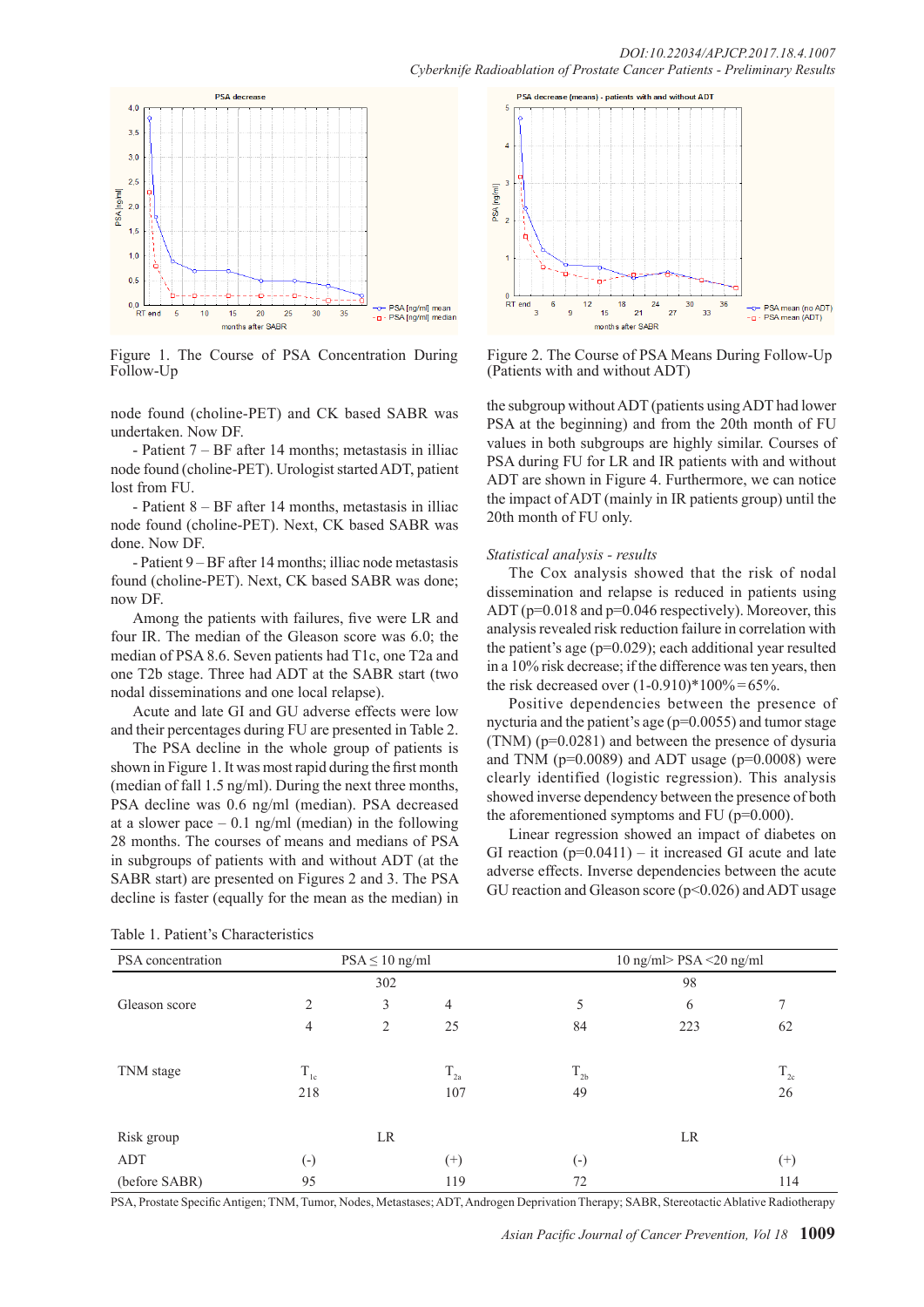Figure 1. The Course of PSA Concentration During Follow-Up

Figure 2. The Course of PSA Means During Follow-Up (Patients with and without ADT)

node found (choline-PET) and CK based SABR was undertaken. Now DF.

- Patient 7 – BF after 14 months; metastasis in illiac node found (choline-PET). Urologist started ADT, patient lost from FU.

- Patient 8 – BF after 14 months, metastasis in illiac node found (choline-PET). Next, CK based SABR was done. Now DF.

- Patient 9 – BF after 14 months; illiac node metastasis found (choline-PET). Next, CK based SABR was done; now DF.

Among the patients with failures, five were LR and four IR. The median of the Gleason score was 6.0; the median of PSA 8.6. Seven patients had T1c, one T2a and one T2b stage. Three had ADT at the SABR start (two nodal disseminations and one local relapse).

Acute and late GI and GU adverse effects were low and their percentages during FU are presented in Table 2.

The PSA decline in the whole group of patients is shown in Figure 1. It was most rapid during the first month (median of fall 1.5 ng/ml). During the next three months, PSA decline was 0.6 ng/ml (median). PSA decreased at a slower pace – 0.1 ng/ml (median) in the following 28 months. The courses of means and medians of PSA in subgroups of patients with and without ADT (at the SABR start) are presented on Figures 2 and 3. The PSA decline is faster (equally for the mean as the median) in the subgroup without ADT (patients using ADT had lower PSA at the beginning) and from the 20th month of FU values in both subgroups are highly similar. Courses of PSA during FU for LR and IR patients with and without ADT are shown in Figure 4. Furthermore, we can notice the impact of ADT (mainly in IR patients group) until the 20th month of FU only.

*Statistical analysis - results*

The Cox analysis showed that the risk of nodal dissemination and relapse is reduced in patients using ADT ($p=0.018$ and $p=0.046$ respectively). Moreover, this analysis revealed risk reduction failure in correlation with the patient's age ($p=0.029$); each additional year resulted in a 10% risk decrease; if the difference was ten years, then the risk decreased over $(1\text{-}0.910)*100\%=65\%$.

Positive dependencies between the presence of nycturia and the patient's age ($p=0.0055$) and tumor stage (TNM) ($p=0.0281$) and between the presence of dysuria and TNM ($p=0.0089$) and ADT usage ($p=0.0008$) were clearly identified (logistic regression). This analysis showed inverse dependency between the presence of both the aforementioned symptoms and FU ($p=0.000$).

Linear regression showed an impact of diabetes on GI reaction ($p=0.0411$) – it increased GI acute and late adverse effects. Inverse dependencies between the acute GU reaction and Gleason score ($p<0.026$) and ADT usage

Table 1. Patient's Characteristics

| PSA concentration | PSA ≤ 10 ng/ml | | | 10 ng/ml> PSA <20 ng/ml | | |
|---|---|---|---|---|---|---|
| | | 302 | | | 98 | |
| Gleason score | 2 | 3 | 4 | 5 | 6 | 7 |
| | 4 | 2 | 25 | 84 | 223 | 62 |
| TNM stage | $T_{1c}$ | | $T_{2a}$ | $T_{2b}$ | | $T_{2c}$ |
| | 218 | | 107 | 49 | | 26 |
| Risk group | | LR | | | LR | |
| ADT | (-) | | (+) | (-) | | (+) |
| (before SABR) | 95 | | 119 | 72 | | 114 |

PSA, Prostate Specific Antigen; TNM, Tumor, Nodes, Metastases; ADT, Androgen Deprivation Therapy; SABR, Stereotactic Ablative Radiotherapy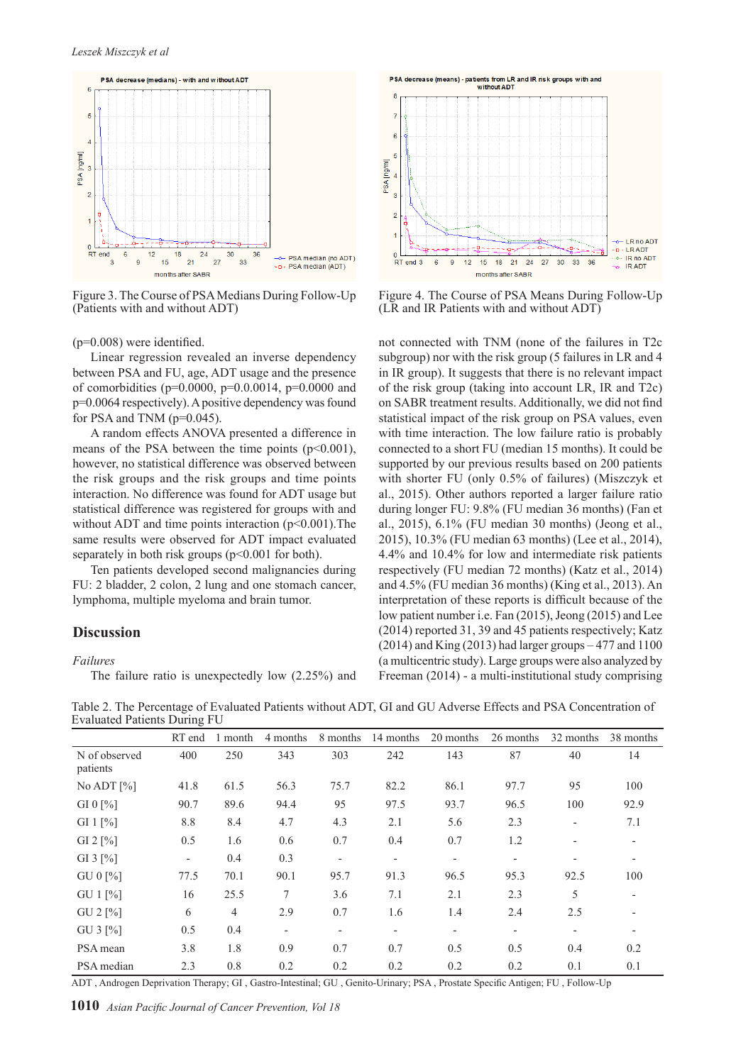Figure 3. The Course of PSA Medians During Follow-Up (Patients with and without ADT)

Figure 4. The Course of PSA Means During Follow-Up (LR and IR Patients with and without ADT)

(p=0.008) were identified.

Linear regression revealed an inverse dependency between PSA and FU, age, ADT usage and the presence of comorbidities (p=0.0000, p=0.0.0014, p=0.0000 and p=0.0064 respectively). A positive dependency was found for PSA and TNM (p=0.045).

A random effects ANOVA presented a difference in means of the PSA between the time points (p<0.001), however, no statistical difference was observed between the risk groups and the risk groups and time points interaction. No difference was found for ADT usage but statistical difference was registered for groups with and without ADT and time points interaction (p<0.001).The same results were observed for ADT impact evaluated separately in both risk groups (p<0.001 for both).

Ten patients developed second malignancies during FU: 2 bladder, 2 colon, 2 lung and one stomach cancer, lymphoma, multiple myeloma and brain tumor.

## Discussion

*Failures*

The failure ratio is unexpectedly low (2.25%) and not connected with TNM (none of the failures in T2c subgroup) nor with the risk group (5 failures in LR and 4 in IR group). It suggests that there is no relevant impact of the risk group (taking into account LR, IR and T2c) on SABR treatment results. Additionally, we did not find statistical impact of the risk group on PSA values, even with time interaction. The low failure ratio is probably connected to a short FU (median 15 months). It could be supported by our previous results based on 200 patients with shorter FU (only 0.5% of failures) (Miszczyk et al., 2015). Other authors reported a larger failure ratio during longer FU: 9.8% (FU median 36 months) (Fan et al., 2015), 6.1% (FU median 30 months) (Jeong et al., 2015), 10.3% (FU median 63 months) (Lee et al., 2014), 4.4% and 10.4% for low and intermediate risk patients respectively (FU median 72 months) (Katz et al., 2014) and 4.5% (FU median 36 months) (King et al., 2013). An interpretation of these reports is difficult because of the low patient number i.e. Fan (2015), Jeong (2015) and Lee (2014) reported 31, 39 and 45 patients respectively; Katz (2014) and King (2013) had larger groups – 477 and 1100 (a multicentric study). Large groups were also analyzed by Freeman (2014) - a multi-institutional study comprising

Table 2. The Percentage of Evaluated Patients without ADT, GI and GU Adverse Effects and PSA Concentration of Evaluated Patients During FU

| | RT end | 1 month | 4 months | 8 months | 14 months | 20 months | 26 months | 32 months | 38 months |
|---|---|---|---|---|---|---|---|---|---|
| N of observed patients | 400 | 250 | 343 | 303 | 242 | 143 | 87 | 40 | 14 |
| No ADT [%] | 41.8 | 61.5 | 56.3 | 75.7 | 82.2 | 86.1 | 97.7 | 95 | 100 |
| GI 0 [%] | 90.7 | 89.6 | 94.4 | 95 | 97.5 | 93.7 | 96.5 | 100 | 92.9 |
| GI 1 [%] | 8.8 | 8.4 | 4.7 | 4.3 | 2.1 | 5.6 | 2.3 | - | 7.1 |
| GI 2 [%] | 0.5 | 1.6 | 0.6 | 0.7 | 0.4 | 0.7 | 1.2 | - | - |
| GI 3 [%] | - | 0.4 | 0.3 | - | - | - | - | - | - |
| GU 0 [%] | 77.5 | 70.1 | 90.1 | 95.7 | 91.3 | 96.5 | 95.3 | 92.5 | 100 |
| GU 1 [%] | 16 | 25.5 | 7 | 3.6 | 7.1 | 2.1 | 2.3 | 5 | - |
| GU 2 [%] | 6 | 4 | 2.9 | 0.7 | 1.6 | 1.4 | 2.4 | 2.5 | - |
| GU 3 [%] | 0.5 | 0.4 | - | - | - | - | - | - | - |
| PSA mean | 3.8 | 1.8 | 0.9 | 0.7 | 0.7 | 0.5 | 0.5 | 0.4 | 0.2 |
| PSA median | 2.3 | 0.8 | 0.2 | 0.2 | 0.2 | 0.2 | 0.2 | 0.1 | 0.1 |

ADT , Androgen Deprivation Therapy; GI , Gastro-Intestinal; GU , Genito-Urinary; PSA , Prostate Specific Antigen; FU , Follow-Up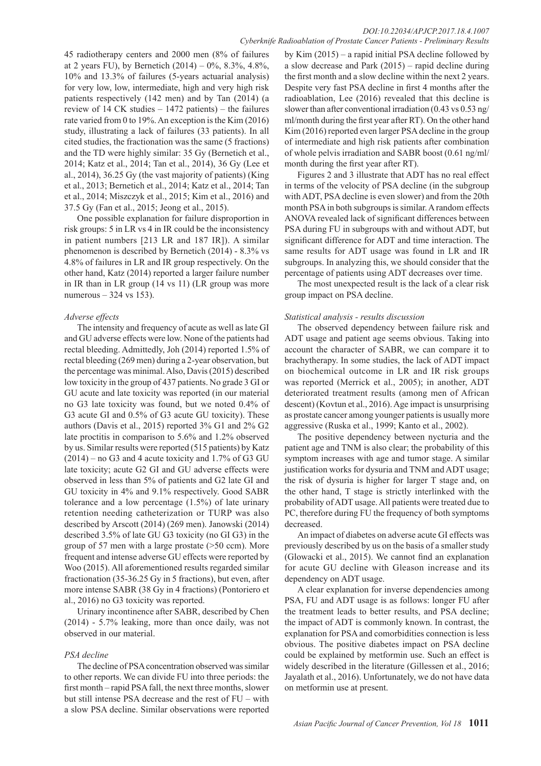45 radiotherapy centers and 2000 men (8% of failures at 2 years FU), by Bernetich (2014) – 0%, 8.3%, 4.8%, 10% and 13.3% of failures (5-years actuarial analysis) for very low, low, intermediate, high and very high risk patients respectively (142 men) and by Tan (2014) (a review of 14 CK studies – 1472 patients) – the failures rate varied from 0 to 19%. An exception is the Kim (2016) study, illustrating a lack of failures (33 patients). In all cited studies, the fractionation was the same (5 fractions) and the TD were highly similar: 35 Gy (Bernetich et al., 2014; Katz et al., 2014; Tan et al., 2014), 36 Gy (Lee et al., 2014), 36.25 Gy (the vast majority of patients) (King et al., 2013; Bernetich et al., 2014; Katz et al., 2014; Tan et al., 2014; Miszczyk et al., 2015; Kim et al., 2016) and 37.5 Gy (Fan et al., 2015; Jeong et al., 2015).

One possible explanation for failure disproportion in risk groups: 5 in LR vs 4 in IR could be the inconsistency in patient numbers [213 LR and 187 IR]). A similar phenomenon is described by Bernetich (2014) - 8.3% vs 4.8% of failures in LR and IR group respectively. On the other hand, Katz (2014) reported a larger failure number in IR than in LR group (14 vs 11) (LR group was more numerous – 324 vs 153).

*Adverse effects*

The intensity and frequency of acute as well as late GI and GU adverse effects were low. None of the patients had rectal bleeding. Admittedly, Joh (2014) reported 1.5% of rectal bleeding (269 men) during a 2-year observation, but the percentage was minimal. Also, Davis (2015) described low toxicity in the group of 437 patients. No grade 3 GI or GU acute and late toxicity was reported (in our material no G3 late toxicity was found, but we noted 0.4% of G3 acute GI and 0.5% of G3 acute GU toxicity). These authors (Davis et al., 2015) reported 3% G1 and 2% G2 late proctitis in comparison to 5.6% and 1.2% observed by us. Similar results were reported (515 patients) by Katz (2014) – no G3 and 4 acute toxicity and 1.7% of G3 GU late toxicity; acute G2 GI and GU adverse effects were observed in less than 5% of patients and G2 late GI and GU toxicity in 4% and 9.1% respectively. Good SABR tolerance and a low percentage (1.5%) of late urinary retention needing catheterization or TURP was also described by Arscott (2014) (269 men). Janowski (2014) described 3.5% of late GU G3 toxicity (no GI G3) in the group of 57 men with a large prostate (>50 ccm). More frequent and intense adverse GU effects were reported by Woo (2015). All aforementioned results regarded similar fractionation (35-36.25 Gy in 5 fractions), but even, after more intense SABR (38 Gy in 4 fractions) (Pontoriero et al., 2016) no G3 toxicity was reported.

Urinary incontinence after SABR, described by Chen (2014) - 5.7% leaking, more than once daily, was not observed in our material.

*PSA decline*

The decline of PSA concentration observed was similar to other reports. We can divide FU into three periods: the first month – rapid PSA fall, the next three months, slower but still intense PSA decrease and the rest of FU – with a slow PSA decline. Similar observations were reported by Kim (2015) – a rapid initial PSA decline followed by a slow decrease and Park (2015) – rapid decline during the first month and a slow decline within the next 2 years. Despite very fast PSA decline in first 4 months after the radioablation, Lee (2016) revealed that this decline is slower than after conventional irradiation (0.43 vs 0.53 ng/ml/month during the first year after RT). On the other hand Kim (2016) reported even larger PSA decline in the group of intermediate and high risk patients after combination of whole pelvis irradiation and SABR boost (0.61 ng/ml/month during the first year after RT).

Figures 2 and 3 illustrate that ADT has no real effect in terms of the velocity of PSA decline (in the subgroup with ADT, PSA decline is even slower) and from the 20th month PSA in both subgroups is similar. A random effects ANOVA revealed lack of significant differences between PSA during FU in subgroups with and without ADT, but significant difference for ADT and time interaction. The same results for ADT usage was found in LR and IR subgroups. In analyzing this, we should consider that the percentage of patients using ADT decreases over time.

The most unexpected result is the lack of a clear risk group impact on PSA decline.

*Statistical analysis - results discussion*

The observed dependency between failure risk and ADT usage and patient age seems obvious. Taking into account the character of SABR, we can compare it to brachytherapy. In some studies, the lack of ADT impact on biochemical outcome in LR and IR risk groups was reported (Merrick et al., 2005); in another, ADT deteriorated treatment results (among men of African descent) (Kovtun et al., 2016). Age impact is unsurprising as prostate cancer among younger patients is usually more aggressive (Ruska et al., 1999; Kanto et al., 2002).

The positive dependency between nycturia and the patient age and TNM is also clear; the probability of this symptom increases with age and tumor stage. A similar justification works for dysuria and TNM and ADT usage; the risk of dysuria is higher for larger T stage and, on the other hand, T stage is strictly interlinked with the probability of ADT usage. All patients were treated due to PC, therefore during FU the frequency of both symptoms decreased.

An impact of diabetes on adverse acute GI effects was previously described by us on the basis of a smaller study (Glowacki et al., 2015). We cannot find an explanation for acute GU decline with Gleason increase and its dependency on ADT usage.

A clear explanation for inverse dependencies among PSA, FU and ADT usage is as follows: longer FU after the treatment leads to better results, and PSA decline; the impact of ADT is commonly known. In contrast, the explanation for PSA and comorbidities connection is less obvious. The positive diabetes impact on PSA decline could be explained by metformin use. Such an effect is widely described in the literature (Gillessen et al., 2016; Jayalath et al., 2016). Unfortunately, we do not have data on metformin use at present.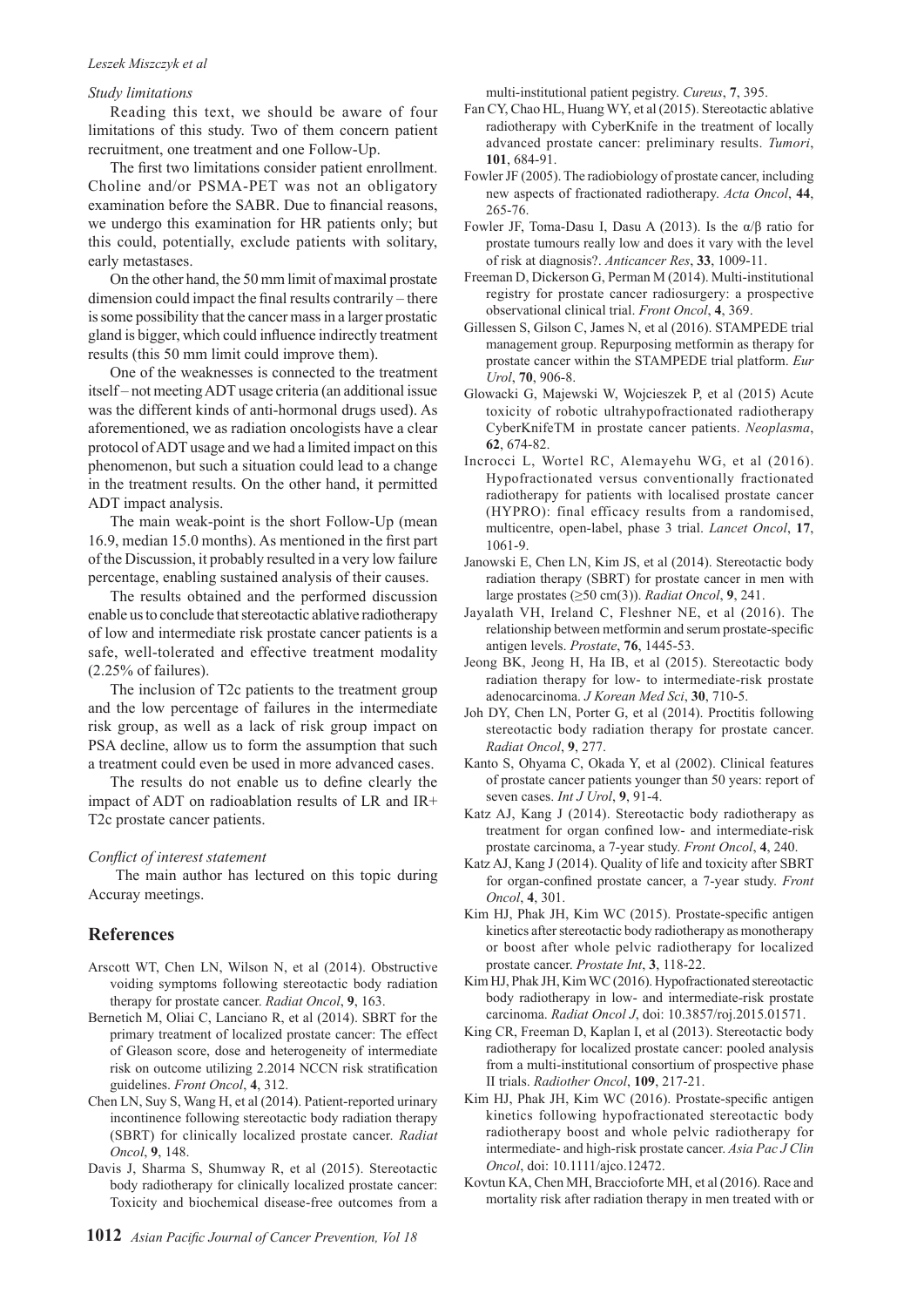*Study limitations*

Reading this text, we should be aware of four limitations of this study. Two of them concern patient recruitment, one treatment and one Follow-Up.

The first two limitations consider patient enrollment. Choline and/or PSMA-PET was not an obligatory examination before the SABR. Due to financial reasons, we undergo this examination for HR patients only; but this could, potentially, exclude patients with solitary, early metastases.

On the other hand, the 50 mm limit of maximal prostate dimension could impact the final results contrarily – there is some possibility that the cancer mass in a larger prostatic gland is bigger, which could influence indirectly treatment results (this 50 mm limit could improve them).

One of the weaknesses is connected to the treatment itself – not meeting ADT usage criteria (an additional issue was the different kinds of anti-hormonal drugs used). As aforementioned, we as radiation oncologists have a clear protocol of ADT usage and we had a limited impact on this phenomenon, but such a situation could lead to a change in the treatment results. On the other hand, it permitted ADT impact analysis.

The main weak-point is the short Follow-Up (mean 16.9, median 15.0 months). As mentioned in the first part of the Discussion, it probably resulted in a very low failure percentage, enabling sustained analysis of their causes.

The results obtained and the performed discussion enable us to conclude that stereotactic ablative radiotherapy of low and intermediate risk prostate cancer patients is a safe, well-tolerated and effective treatment modality (2.25% of failures).

The inclusion of T2c patients to the treatment group and the low percentage of failures in the intermediate risk group, as well as a lack of risk group impact on PSA decline, allow us to form the assumption that such a treatment could even be used in more advanced cases.

The results do not enable us to define clearly the impact of ADT on radioablation results of LR and IR+ T2c prostate cancer patients.

*Conflict of interest statement*

The main author has lectured on this topic during Accuray meetings.

## References

Arscott WT, Chen LN, Wilson N, et al (2014). Obstructive voiding symptoms following stereotactic body radiation therapy for prostate cancer. *Radiat Oncol*, **9**, 163.

Bernetich M, Oliai C, Lanciano R, et al (2014). SBRT for the primary treatment of localized prostate cancer: The effect of Gleason score, dose and heterogeneity of intermediate risk on outcome utilizing 2.2014 NCCN risk stratification guidelines. *Front Oncol*, **4**, 312.

Chen LN, Suy S, Wang H, et al (2014). Patient-reported urinary incontinence following stereotactic body radiation therapy (SBRT) for clinically localized prostate cancer. *Radiat Oncol*, **9**, 148.

Davis J, Sharma S, Shumway R, et al (2015). Stereotactic body radiotherapy for clinically localized prostate cancer: Toxicity and biochemical disease-free outcomes from a multi-institutional patient pegistry. *Cureus*, **7**, 395.

Fan CY, Chao HL, Huang WY, et al (2015). Stereotactic ablative radiotherapy with CyberKnife in the treatment of locally advanced prostate cancer: preliminary results. *Tumori*, **101**, 684-91.

Fowler JF (2005). The radiobiology of prostate cancer, including new aspects of fractionated radiotherapy. *Acta Oncol*, **44**, 265-76.

Fowler JF, Toma-Dasu I, Dasu A (2013). Is the α/β ratio for prostate tumours really low and does it vary with the level of risk at diagnosis?. *Anticancer Res*, **33**, 1009-11.

Freeman D, Dickerson G, Perman M (2014). Multi-institutional registry for prostate cancer radiosurgery: a prospective observational clinical trial. *Front Oncol*, **4**, 369.

Gillessen S, Gilson C, James N, et al (2016). STAMPEDE trial management group. Repurposing metformin as therapy for prostate cancer within the STAMPEDE trial platform. *Eur Urol*, **70**, 906-8.

Glowacki G, Majewski W, Wojcieszek P, et al (2015) Acute toxicity of robotic ultrahypofractionated radiotherapy CyberKnifeTM in prostate cancer patients. *Neoplasma*, **62**, 674-82.

Incrocci L, Wortel RC, Alemayehu WG, et al (2016). Hypofractionated versus conventionally fractionated radiotherapy for patients with localised prostate cancer (HYPRO): final efficacy results from a randomised, multicentre, open-label, phase 3 trial. *Lancet Oncol*, **17**, 1061-9.

Janowski E, Chen LN, Kim JS, et al (2014). Stereotactic body radiation therapy (SBRT) for prostate cancer in men with large prostates (≥50 cm(3)). *Radiat Oncol*, **9**, 241.

Jayalath VH, Ireland C, Fleshner NE, et al (2016). The relationship between metformin and serum prostate-specific antigen levels. *Prostate*, **76**, 1445-53.

Jeong BK, Jeong H, Ha IB, et al (2015). Stereotactic body radiation therapy for low- to intermediate-risk prostate adenocarcinoma. *J Korean Med Sci*, **30**, 710-5.

Joh DY, Chen LN, Porter G, et al (2014). Proctitis following stereotactic body radiation therapy for prostate cancer. *Radiat Oncol*, **9**, 277.

Kanto S, Ohyama C, Okada Y, et al (2002). Clinical features of prostate cancer patients younger than 50 years: report of seven cases. *Int J Urol*, **9**, 91-4.

Katz AJ, Kang J (2014). Stereotactic body radiotherapy as treatment for organ confined low- and intermediate-risk prostate carcinoma, a 7-year study. *Front Oncol*, **4**, 240.

Katz AJ, Kang J (2014). Quality of life and toxicity after SBRT for organ-confined prostate cancer, a 7-year study. *Front Oncol*, **4**, 301.

Kim HJ, Phak JH, Kim WC (2015). Prostate-specific antigen kinetics after stereotactic body radiotherapy as monotherapy or boost after whole pelvic radiotherapy for localized prostate cancer. *Prostate Int*, **3**, 118-22.

Kim HJ, Phak JH, Kim WC (2016). Hypofractionated stereotactic body radiotherapy in low- and intermediate-risk prostate carcinoma. *Radiat Oncol J*, doi: 10.3857/roj.2015.01571.

King CR, Freeman D, Kaplan I, et al (2013). Stereotactic body radiotherapy for localized prostate cancer: pooled analysis from a multi-institutional consortium of prospective phase II trials. *Radiother Oncol*, **109**, 217-21.

Kim HJ, Phak JH, Kim WC (2016). Prostate-specific antigen kinetics following hypofractionated stereotactic body radiotherapy boost and whole pelvic radiotherapy for intermediate- and high-risk prostate cancer. *Asia Pac J Clin Oncol*, doi: 10.1111/ajco.12472.

Kovtun KA, Chen MH, Braccioforte MH, et al (2016). Race and mortality risk after radiation therapy in men treated with or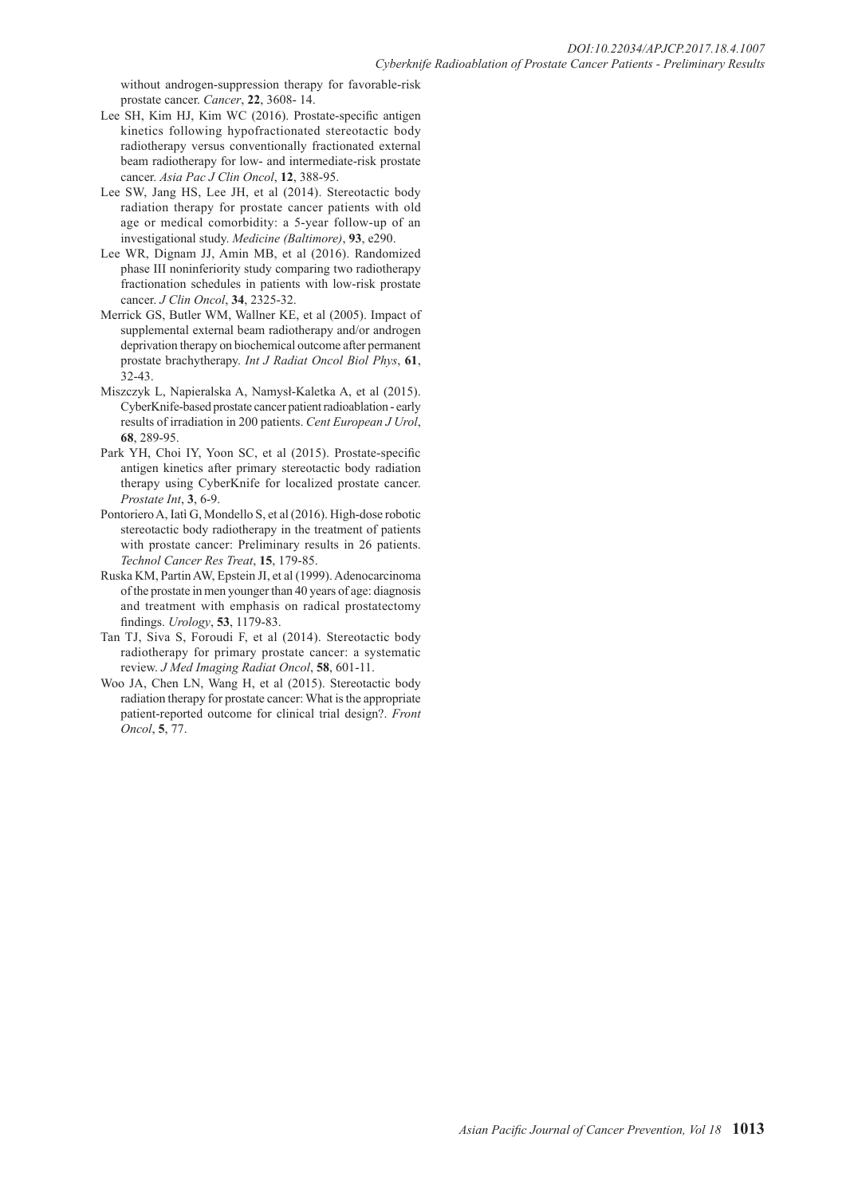without androgen-suppression therapy for favorable-risk prostate cancer. *Cancer*, **22**, 3608- 14.

Lee SH, Kim HJ, Kim WC (2016). Prostate-specific antigen kinetics following hypofractionated stereotactic body radiotherapy versus conventionally fractionated external beam radiotherapy for low- and intermediate-risk prostate cancer. *Asia Pac J Clin Oncol*, **12**, 388-95.

Lee SW, Jang HS, Lee JH, et al (2014). Stereotactic body radiation therapy for prostate cancer patients with old age or medical comorbidity: a 5-year follow-up of an investigational study. *Medicine (Baltimore)*, **93**, e290.

Lee WR, Dignam JJ, Amin MB, et al (2016). Randomized phase III noninferiority study comparing two radiotherapy fractionation schedules in patients with low-risk prostate cancer. *J Clin Oncol*, **34**, 2325-32.

Merrick GS, Butler WM, Wallner KE, et al (2005). Impact of supplemental external beam radiotherapy and/or androgen deprivation therapy on biochemical outcome after permanent prostate brachytherapy. *Int J Radiat Oncol Biol Phys*, **61**, 32-43.

Miszczyk L, Napieralska A, Namysł-Kaletka A, et al (2015). CyberKnife-based prostate cancer patient radioablation - early results of irradiation in 200 patients. *Cent European J Urol*, **68**, 289-95.

Park YH, Choi IY, Yoon SC, et al (2015). Prostate-specific antigen kinetics after primary stereotactic body radiation therapy using CyberKnife for localized prostate cancer. *Prostate Int*, **3**, 6-9.

Pontoriero A, Iatì G, Mondello S, et al (2016). High-dose robotic stereotactic body radiotherapy in the treatment of patients with prostate cancer: Preliminary results in 26 patients. *Technol Cancer Res Treat*, **15**, 179-85.

Ruska KM, Partin AW, Epstein JI, et al (1999). Adenocarcinoma of the prostate in men younger than 40 years of age: diagnosis and treatment with emphasis on radical prostatectomy findings. *Urology*, **53**, 1179-83.

Tan TJ, Siva S, Foroudi F, et al (2014). Stereotactic body radiotherapy for primary prostate cancer: a systematic review. *J Med Imaging Radiat Oncol*, **58**, 601-11.

Woo JA, Chen LN, Wang H, et al (2015). Stereotactic body radiation therapy for prostate cancer: What is the appropriate patient-reported outcome for clinical trial design?. *Front Oncol*, **5**, 77.